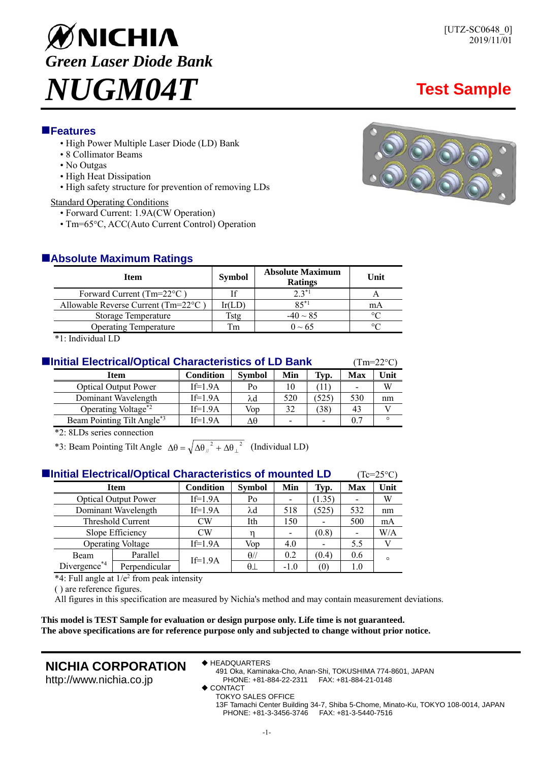[UTZ-SC0648_0]
2019/11/01

# NICHIA

***Green Laser Diode Bank***

# *NUGM04T*

**Test Sample**

## ■Features

- High Power Multiple Laser Diode (LD) Bank
- 8 Collimator Beams
- No Outgas
- High Heat Dissipation
- High safety structure for prevention of removing LDs

Standard Operating Conditions

- Forward Current: 1.9A(CW Operation)
- Tm=65°C, ACC(Auto Current Control) Operation

## ■Absolute Maximum Ratings

| Item | Symbol | Absolute Maximum Ratings | Unit |
|---|---|---|---|
| Forward Current (Tm=22°C ) | If | 2.3[*1] | A |
| Allowable Reverse Current (Tm=22°C ) | Ir(LD) | 85[*1] | mA |
| Storage Temperature | Tstg | -40 ~ 85 | °C |
| Operating Temperature | Tm | 0 ~ 65 | °C |

*1: Individual LD

## ■Initial Electrical/Optical Characteristics of LD Bank

(Tm=22°C)

| Item | Condition | Symbol | Min | Typ. | Max | Unit |
|---|---|---|---|---|---|---|
| Optical Output Power | If=1.9A | Po | 10 | (11) | - | W |
| Dominant Wavelength | If=1.9A | $\lambda d$ | 520 | (525) | 530 | nm |
| Operating Voltage[*2] | If=1.9A | Vop | 32 | (38) | 43 | V |
| Beam Pointing Tilt Angle[*3] | If=1.9A | $\Delta\theta$ | - | - | 0.7 | ° |

*2: 8LDs series connection

*3: Beam Pointing Tilt Angle $\Delta\theta = \sqrt{\Delta\theta_{//}^{\,2} + \Delta\theta_{\perp}^{\,2}}$ (Individual LD)

## ■Initial Electrical/Optical Characteristics of mounted LD

(Tc=25°C)

| Item | | Condition | Symbol | Min | Typ. | Max | Unit |
|---|---|---|---|---|---|---|---|
| Optical Output Power | | If=1.9A | Po | - | (1.35) | - | W |
| Dominant Wavelength | | If=1.9A | $\lambda d$ | 518 | (525) | 532 | nm |
| Threshold Current | | CW | Ith | 150 | - | 500 | mA |
| Slope Efficiency | | CW | $\eta$ | - | (0.8) | - | W/A |
| Operating Voltage | | If=1.9A | Vop | 4.0 | - | 5.5 | V |
| Beam Divergence[*4] | Parallel | If=1.9A | $\theta_{//}$ | 0.2 | (0.4) | 0.6 | ° |
| | Perpendicular | | $\theta_{\perp}$ | -1.0 | (0) | 1.0 | |

*4: Full angle at $1/e^2$ from peak intensity

( ) are reference figures.

All figures in this specification are measured by Nichia's method and may contain measurement deviations.

**This model is TEST Sample for evaluation or design purpose only. Life time is not guaranteed.**
**The above specifications are for reference purpose only and subjected to change without prior notice.**

**NICHIA CORPORATION**
http://www.nichia.co.jp

◆ HEADQUARTERS
491 Oka, Kaminaka-Cho, Anan-Shi, TOKUSHIMA 774-8601, JAPAN
PHONE: +81-884-22-2311 FAX: +81-884-21-0148

◆ CONTACT
TOKYO SALES OFFICE
13F Tamachi Center Building 34-7, Shiba 5-Chome, Minato-Ku, TOKYO 108-0014, JAPAN
PHONE: +81-3-3456-3746 FAX: +81-3-5440-7516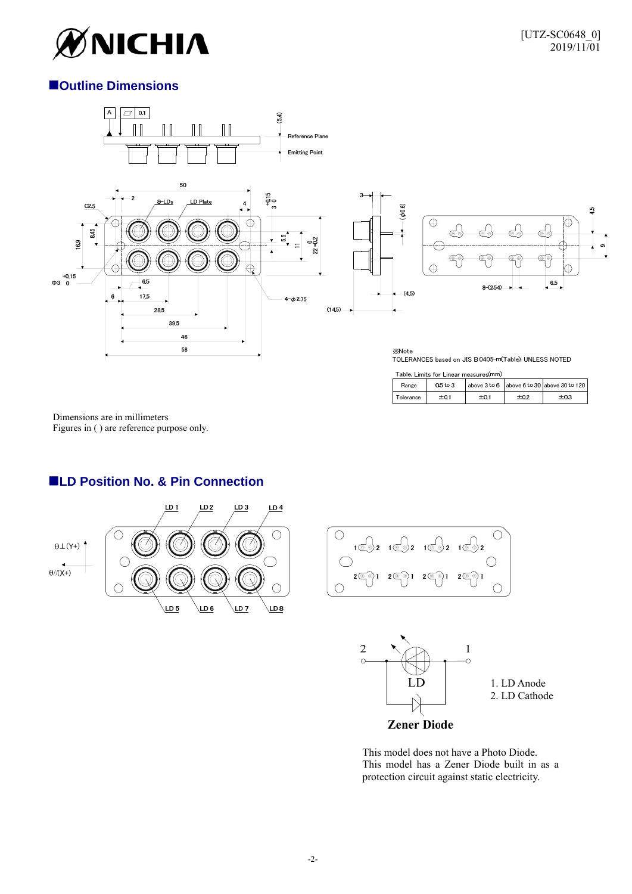## ■Outline Dimensions

※Note
TOLERANCES based on JIS B 0405-m(Table). UNLESS NOTED

Table. Limits for Linear measures(mm)

| Range | 0.5 to 3 | above 3 to 6 | above 6 to 30 | above 30 to 120 |
|---|---|---|---|---|
| Tolerance | ±0.1 | ±0.1 | ±0.2 | ±0.3 |

Dimensions are in millimeters
Figures in ( ) are reference purpose only.

## ■LD Position No. & Pin Connection

1. LD Anode
2. LD Cathode

Zener Diode

This model does not have a Photo Diode.
This model has a Zener Diode built in as a protection circuit against static electricity.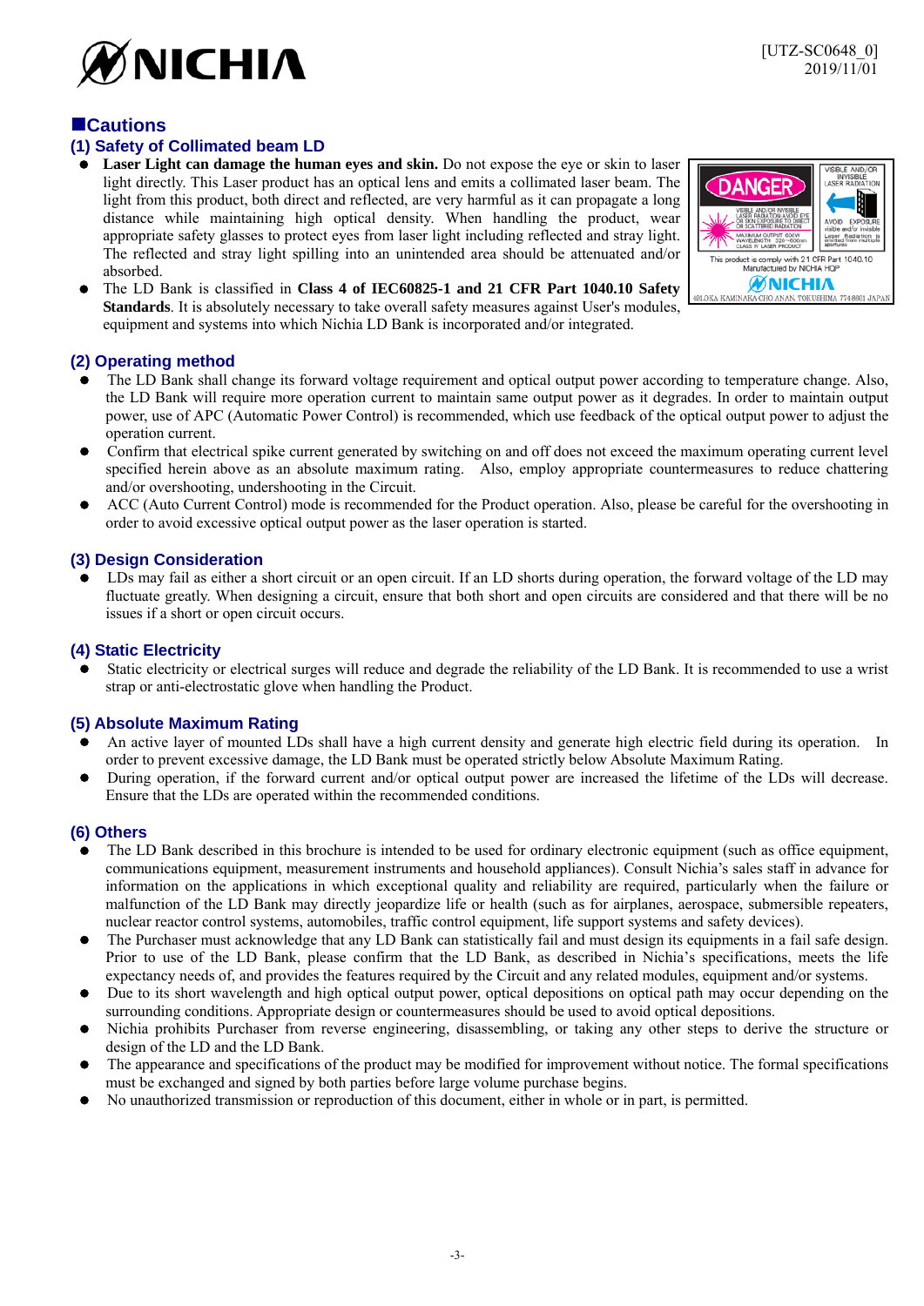## ■Cautions

### (1) Safety of Collimated beam LD

- **Laser Light can damage the human eyes and skin.** Do not expose the eye or skin to laser light directly. This Laser product has an optical lens and emits a collimated laser beam. The light from this product, both direct and reflected, are very harmful as it can propagate a long distance while maintaining high optical density. When handling the product, wear appropriate safety glasses to protect eyes from laser light including reflected and stray light. The reflected and stray light spilling into an unintended area should be attenuated and/or absorbed.
- The LD Bank is classified in **Class 4 of IEC60825-1 and 21 CFR Part 1040.10 Safety Standards**. It is absolutely necessary to take overall safety measures against User's modules, equipment and systems into which Nichia LD Bank is incorporated and/or integrated.

DANGER
VISIBLE AND/OR INVISIBLE LASER RADIATION-AVOID EYE OR SKIN EXPOSURE TO DIRECT OR SCATTERED RADIATION
MAXIMUM OUTPUT 600W
WAVELENGTH 320~600nm
CLASS IV LASER PRODUCT

VISIBLE AND/OR INVISIBLE LASER RADIATION
AVOID EXPOSURE visible and/or invisible Laser Radiation is emitted from multiple apertures

This product is comply with 21 CFR Part 1040.10
Manufactured by NICHIA HQP
NICHIA
491 OKA KAMINAKA-CHO ANAN TOKUSHIMA 774-8601 JAPAN

### (2) Operating method

- The LD Bank shall change its forward voltage requirement and optical output power according to temperature change. Also, the LD Bank will require more operation current to maintain same output power as it degrades. In order to maintain output power, use of APC (Automatic Power Control) is recommended, which use feedback of the optical output power to adjust the operation current.
- Confirm that electrical spike current generated by switching on and off does not exceed the maximum operating current level specified herein above as an absolute maximum rating. Also, employ appropriate countermeasures to reduce chattering and/or overshooting, undershooting in the Circuit.
- ACC (Auto Current Control) mode is recommended for the Product operation. Also, please be careful for the overshooting in order to avoid excessive optical output power as the laser operation is started.

### (3) Design Consideration

- LDs may fail as either a short circuit or an open circuit. If an LD shorts during operation, the forward voltage of the LD may fluctuate greatly. When designing a circuit, ensure that both short and open circuits are considered and that there will be no issues if a short or open circuit occurs.

### (4) Static Electricity

- Static electricity or electrical surges will reduce and degrade the reliability of the LD Bank. It is recommended to use a wrist strap or anti-electrostatic glove when handling the Product.

### (5) Absolute Maximum Rating

- An active layer of mounted LDs shall have a high current density and generate high electric field during its operation. In order to prevent excessive damage, the LD Bank must be operated strictly below Absolute Maximum Rating.
- During operation, if the forward current and/or optical output power are increased the lifetime of the LDs will decrease. Ensure that the LDs are operated within the recommended conditions.

### (6) Others

- The LD Bank described in this brochure is intended to be used for ordinary electronic equipment (such as office equipment, communications equipment, measurement instruments and household appliances). Consult Nichia's sales staff in advance for information on the applications in which exceptional quality and reliability are required, particularly when the failure or malfunction of the LD Bank may directly jeopardize life or health (such as for airplanes, aerospace, submersible repeaters, nuclear reactor control systems, automobiles, traffic control equipment, life support systems and safety devices).
- The Purchaser must acknowledge that any LD Bank can statistically fail and must design its equipments in a fail safe design. Prior to use of the LD Bank, please confirm that the LD Bank, as described in Nichia's specifications, meets the life expectancy needs of, and provides the features required by the Circuit and any related modules, equipment and/or systems.
- Due to its short wavelength and high optical output power, optical depositions on optical path may occur depending on the surrounding conditions. Appropriate design or countermeasures should be used to avoid optical depositions.
- Nichia prohibits Purchaser from reverse engineering, disassembling, or taking any other steps to derive the structure or design of the LD and the LD Bank.
- The appearance and specifications of the product may be modified for improvement without notice. The formal specifications must be exchanged and signed by both parties before large volume purchase begins.
- No unauthorized transmission or reproduction of this document, either in whole or in part, is permitted.